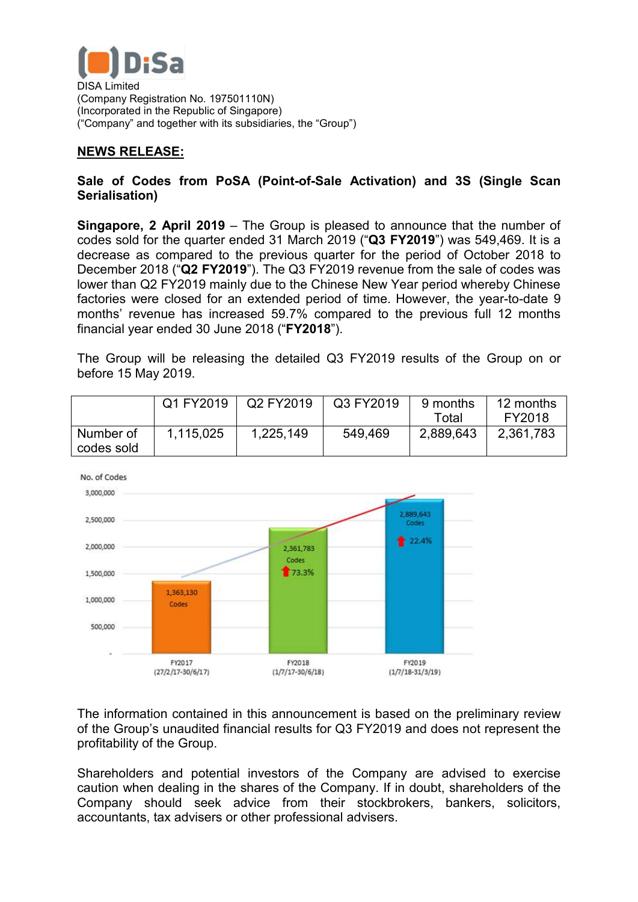DISA Limited
(Company Registration No. 197501110N)
(Incorporated in the Republic of Singapore)
("Company" and together with its subsidiaries, the "Group")

## NEWS RELEASE:

**Sale of Codes from PoSA (Point-of-Sale Activation) and 3S (Single Scan Serialisation)**

**Singapore, 2 April 2019** – The Group is pleased to announce that the number of codes sold for the quarter ended 31 March 2019 ("**Q3 FY2019**") was 549,469. It is a decrease as compared to the previous quarter for the period of October 2018 to December 2018 ("**Q2 FY2019**"). The Q3 FY2019 revenue from the sale of codes was lower than Q2 FY2019 mainly due to the Chinese New Year period whereby Chinese factories were closed for an extended period of time. However, the year-to-date 9 months' revenue has increased 59.7% compared to the previous full 12 months financial year ended 30 June 2018 ("**FY2018**").

The Group will be releasing the detailed Q3 FY2019 results of the Group on or before 15 May 2019.

| | Q1 FY2019 | Q2 FY2019 | Q3 FY2019 | 9 months Total | 12 months FY2018 |
|---|---|---|---|---|---|
| Number of codes sold | 1,115,025 | 1,225,149 | 549,469 | 2,889,643 | 2,361,783 |

The information contained in this announcement is based on the preliminary review of the Group's unaudited financial results for Q3 FY2019 and does not represent the profitability of the Group.

Shareholders and potential investors of the Company are advised to exercise caution when dealing in the shares of the Company. If in doubt, shareholders of the Company should seek advice from their stockbrokers, bankers, solicitors, accountants, tax advisers or other professional advisers.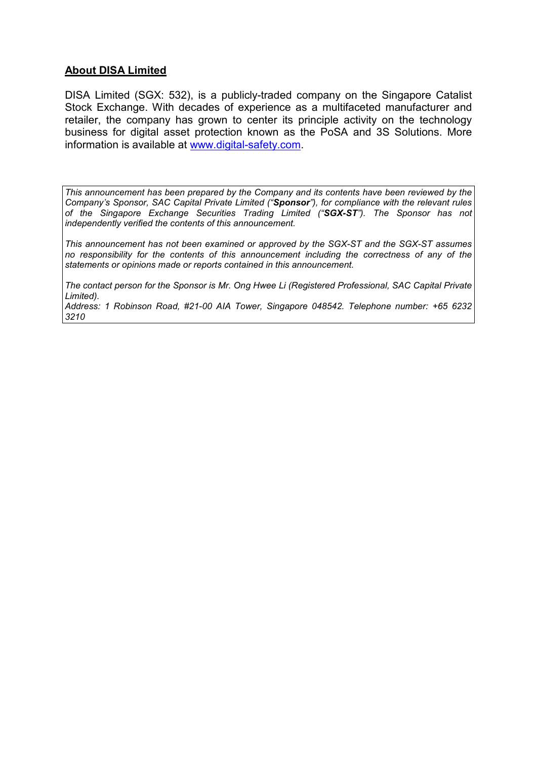**About DISA Limited**

DISA Limited (SGX: 532), is a publicly-traded company on the Singapore Catalist Stock Exchange. With decades of experience as a multifaceted manufacturer and retailer, the company has grown to center its principle activity on the technology business for digital asset protection known as the PoSA and 3S Solutions. More information is available at [www.digital-safety.com](http://www.digital-safety.com).

*This announcement has been prepared by the Company and its contents have been reviewed by the Company's Sponsor, SAC Capital Private Limited ("**Sponsor**"), for compliance with the relevant rules of the Singapore Exchange Securities Trading Limited ("**SGX-ST**"). The Sponsor has not independently verified the contents of this announcement.*

*This announcement has not been examined or approved by the SGX-ST and the SGX-ST assumes no responsibility for the contents of this announcement including the correctness of any of the statements or opinions made or reports contained in this announcement.*

*The contact person for the Sponsor is Mr. Ong Hwee Li (Registered Professional, SAC Capital Private Limited).*
*Address: 1 Robinson Road, #21-00 AIA Tower, Singapore 048542. Telephone number: +65 6232 3210*